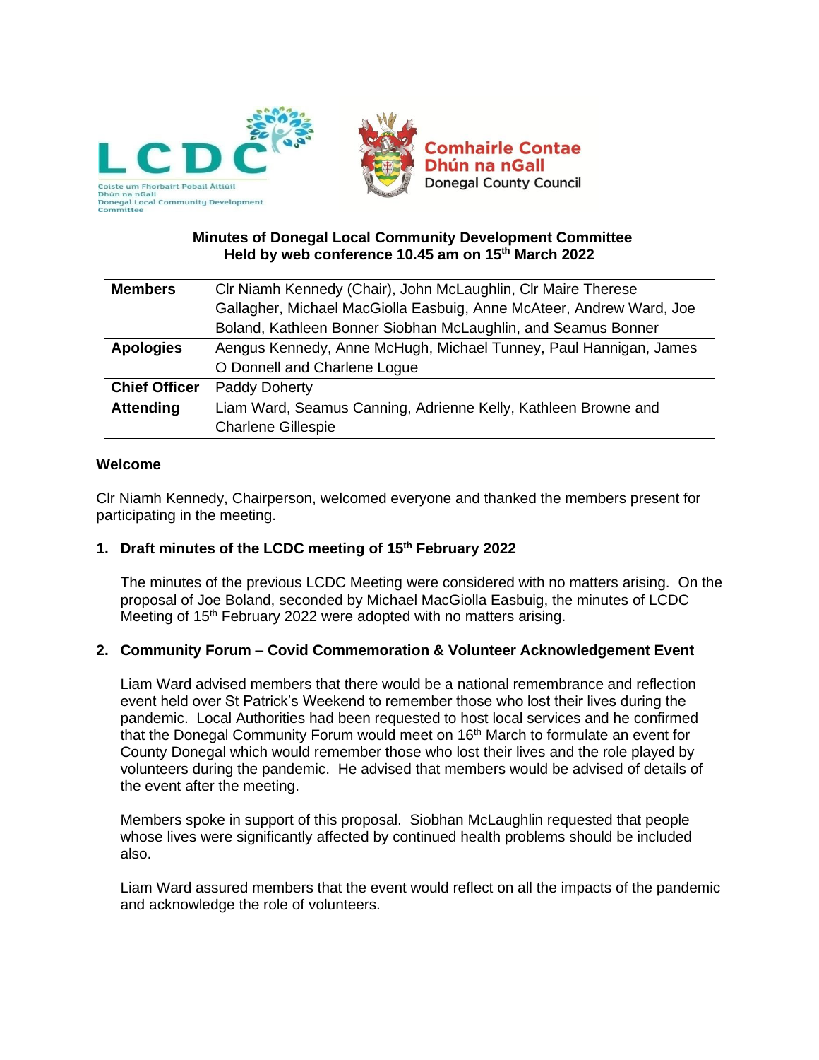Coiste um Fhorbairt Pobail Áitiúil Dhún na nGall
Donegal Local Community Development Committee

Comhairle Contae Dhún na nGall
Donegal County Council

**Minutes of Donegal Local Community Development Committee**
**Held by web conference 10.45 am on 15th March 2022**

| **Members** | Clr Niamh Kennedy (Chair), John McLaughlin, Clr Maire Therese Gallagher, Michael MacGiolla Easbuig, Anne McAteer, Andrew Ward, Joe Boland, Kathleen Bonner Siobhan McLaughlin, and Seamus Bonner |
|---|---|
| **Apologies** | Aengus Kennedy, Anne McHugh, Michael Tunney, Paul Hannigan, James O Donnell and Charlene Logue |
| **Chief Officer** | Paddy Doherty |
| **Attending** | Liam Ward, Seamus Canning, Adrienne Kelly, Kathleen Browne and Charlene Gillespie |

### Welcome

Clr Niamh Kennedy, Chairperson, welcomed everyone and thanked the members present for participating in the meeting.

### 1. Draft minutes of the LCDC meeting of 15th February 2022

The minutes of the previous LCDC Meeting were considered with no matters arising. On the proposal of Joe Boland, seconded by Michael MacGiolla Easbuig, the minutes of LCDC Meeting of 15th February 2022 were adopted with no matters arising.

### 2. Community Forum – Covid Commemoration & Volunteer Acknowledgement Event

Liam Ward advised members that there would be a national remembrance and reflection event held over St Patrick's Weekend to remember those who lost their lives during the pandemic. Local Authorities had been requested to host local services and he confirmed that the Donegal Community Forum would meet on 16th March to formulate an event for County Donegal which would remember those who lost their lives and the role played by volunteers during the pandemic. He advised that members would be advised of details of the event after the meeting.

Members spoke in support of this proposal. Siobhan McLaughlin requested that people whose lives were significantly affected by continued health problems should be included also.

Liam Ward assured members that the event would reflect on all the impacts of the pandemic and acknowledge the role of volunteers.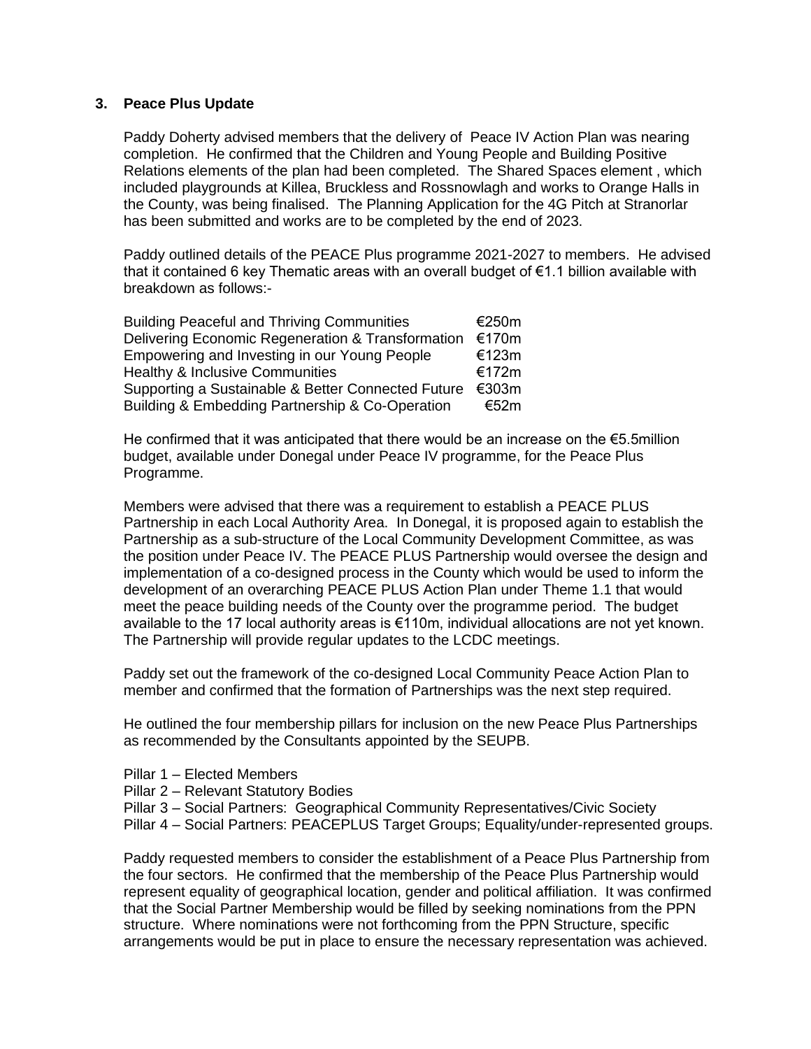### 3. Peace Plus Update

Paddy Doherty advised members that the delivery of Peace IV Action Plan was nearing completion. He confirmed that the Children and Young People and Building Positive Relations elements of the plan had been completed. The Shared Spaces element , which included playgrounds at Killea, Bruckless and Rossnowlagh and works to Orange Halls in the County, was being finalised. The Planning Application for the 4G Pitch at Stranorlar has been submitted and works are to be completed by the end of 2023.

Paddy outlined details of the PEACE Plus programme 2021-2027 to members. He advised that it contained 6 key Thematic areas with an overall budget of €1.1 billion available with breakdown as follows:-

| | |
|---|---|
| Building Peaceful and Thriving Communities | €250m |
| Delivering Economic Regeneration & Transformation | €170m |
| Empowering and Investing in our Young People | €123m |
| Healthy & Inclusive Communities | €172m |
| Supporting a Sustainable & Better Connected Future | €303m |
| Building & Embedding Partnership & Co-Operation | €52m |

He confirmed that it was anticipated that there would be an increase on the €5.5million budget, available under Donegal under Peace IV programme, for the Peace Plus Programme.

Members were advised that there was a requirement to establish a PEACE PLUS Partnership in each Local Authority Area. In Donegal, it is proposed again to establish the Partnership as a sub-structure of the Local Community Development Committee, as was the position under Peace IV. The PEACE PLUS Partnership would oversee the design and implementation of a co-designed process in the County which would be used to inform the development of an overarching PEACE PLUS Action Plan under Theme 1.1 that would meet the peace building needs of the County over the programme period. The budget available to the 17 local authority areas is €110m, individual allocations are not yet known. The Partnership will provide regular updates to the LCDC meetings.

Paddy set out the framework of the co-designed Local Community Peace Action Plan to member and confirmed that the formation of Partnerships was the next step required.

He outlined the four membership pillars for inclusion on the new Peace Plus Partnerships as recommended by the Consultants appointed by the SEUPB.

Pillar 1 – Elected Members
Pillar 2 – Relevant Statutory Bodies
Pillar 3 – Social Partners: Geographical Community Representatives/Civic Society
Pillar 4 – Social Partners: PEACEPLUS Target Groups; Equality/under-represented groups.

Paddy requested members to consider the establishment of a Peace Plus Partnership from the four sectors. He confirmed that the membership of the Peace Plus Partnership would represent equality of geographical location, gender and political affiliation. It was confirmed that the Social Partner Membership would be filled by seeking nominations from the PPN structure. Where nominations were not forthcoming from the PPN Structure, specific arrangements would be put in place to ensure the necessary representation was achieved.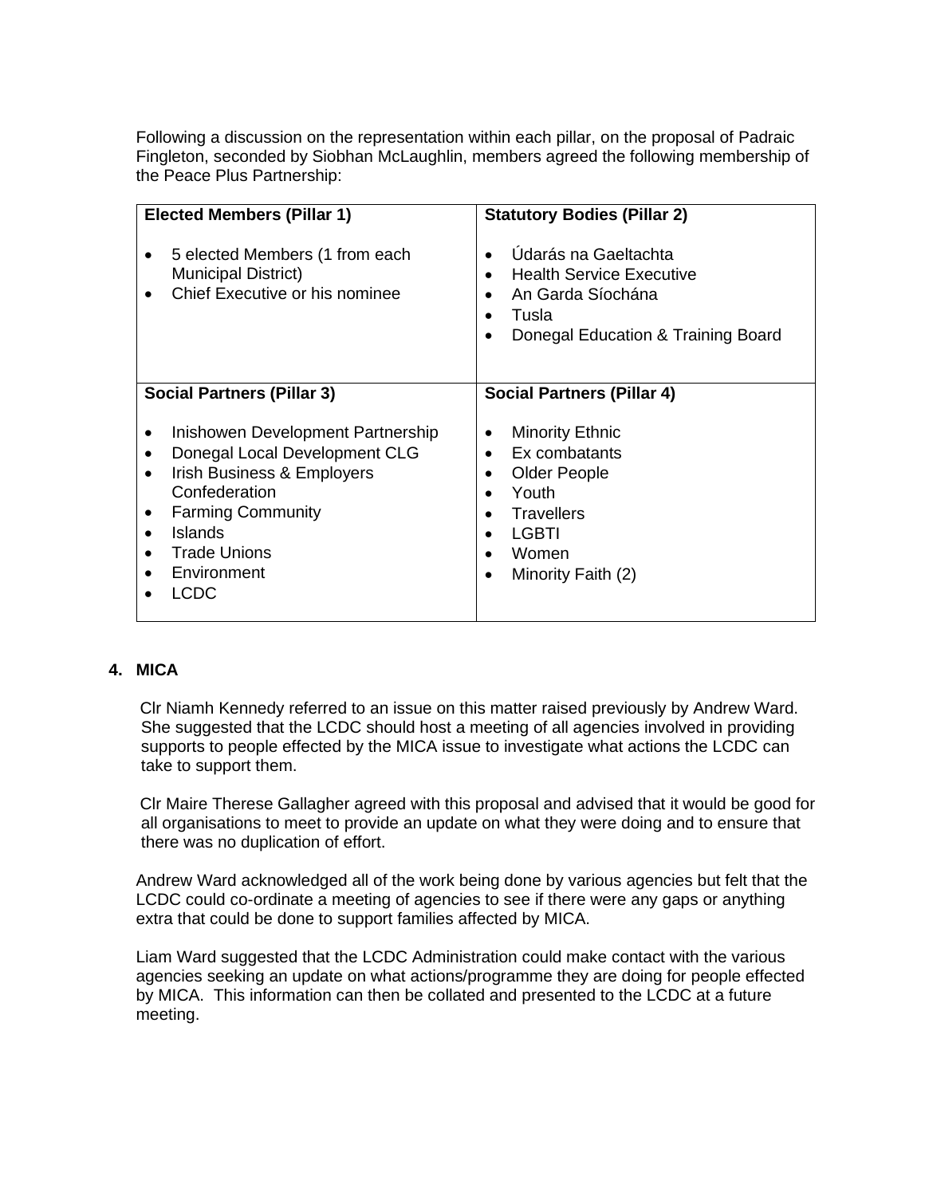Following a discussion on the representation within each pillar, on the proposal of Padraic Fingleton, seconded by Siobhan McLaughlin, members agreed the following membership of the Peace Plus Partnership:

| **Elected Members (Pillar 1)** | **Statutory Bodies (Pillar 2)** |
| --- | --- |
| • 5 elected Members (1 from each Municipal District)<br>• Chief Executive or his nominee | • Údarás na Gaeltachta<br>• Health Service Executive<br>• An Garda Síochána<br>• Tusla<br>• Donegal Education & Training Board |
| **Social Partners (Pillar 3)** | **Social Partners (Pillar 4)** |
| • Inishowen Development Partnership<br>• Donegal Local Development CLG<br>• Irish Business & Employers Confederation<br>• Farming Community<br>• Islands<br>• Trade Unions<br>• Environment<br>• LCDC | • Minority Ethnic<br>• Ex combatants<br>• Older People<br>• Youth<br>• Travellers<br>• LGBTI<br>• Women<br>• Minority Faith (2) |

## 4. MICA

Clr Niamh Kennedy referred to an issue on this matter raised previously by Andrew Ward. She suggested that the LCDC should host a meeting of all agencies involved in providing supports to people effected by the MICA issue to investigate what actions the LCDC can take to support them.

Clr Maire Therese Gallagher agreed with this proposal and advised that it would be good for all organisations to meet to provide an update on what they were doing and to ensure that there was no duplication of effort.

Andrew Ward acknowledged all of the work being done by various agencies but felt that the LCDC could co-ordinate a meeting of agencies to see if there were any gaps or anything extra that could be done to support families affected by MICA.

Liam Ward suggested that the LCDC Administration could make contact with the various agencies seeking an update on what actions/programme they are doing for people effected by MICA. This information can then be collated and presented to the LCDC at a future meeting.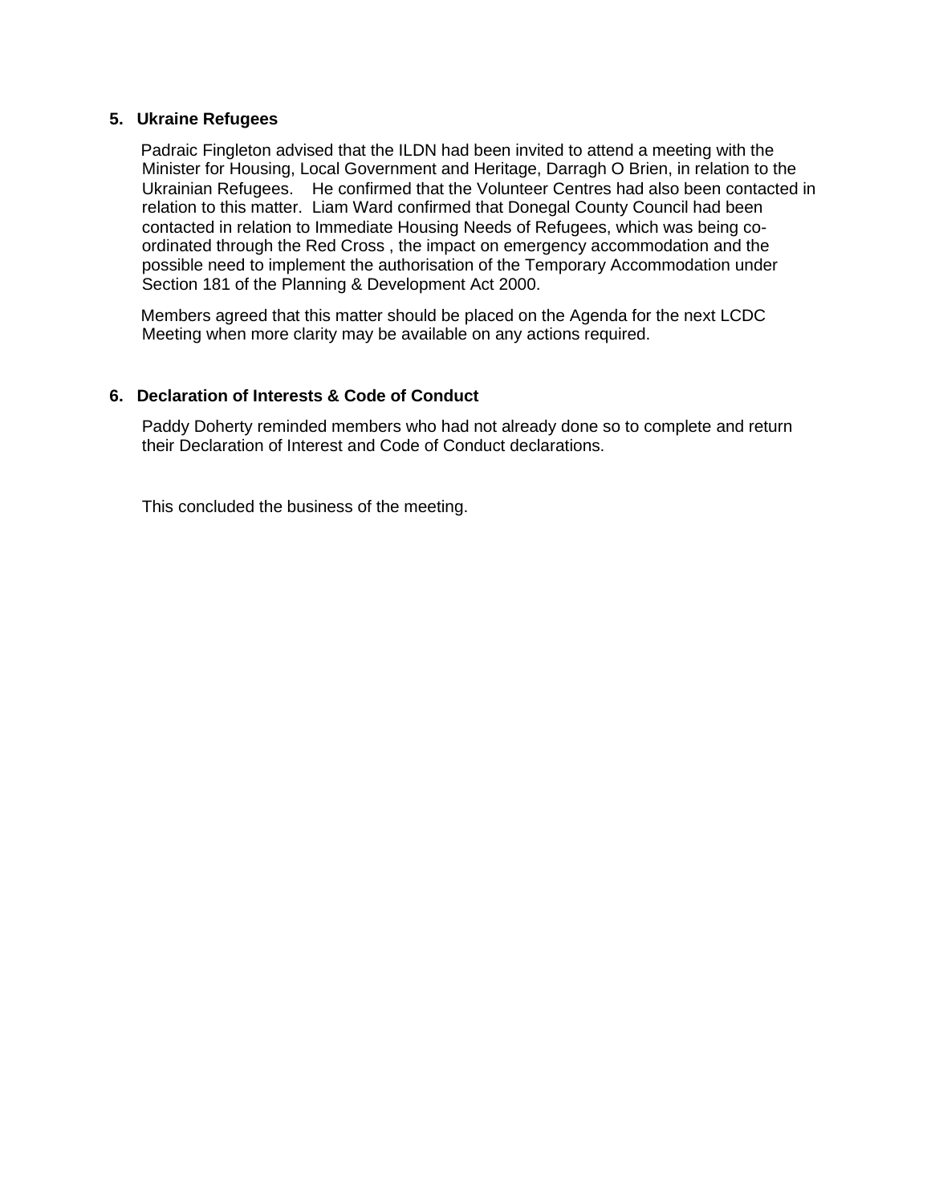## 5. Ukraine Refugees

Padraic Fingleton advised that the ILDN had been invited to attend a meeting with the Minister for Housing, Local Government and Heritage, Darragh O Brien, in relation to the Ukrainian Refugees. He confirmed that the Volunteer Centres had also been contacted in relation to this matter. Liam Ward confirmed that Donegal County Council had been contacted in relation to Immediate Housing Needs of Refugees, which was being co-ordinated through the Red Cross , the impact on emergency accommodation and the possible need to implement the authorisation of the Temporary Accommodation under Section 181 of the Planning & Development Act 2000.

Members agreed that this matter should be placed on the Agenda for the next LCDC Meeting when more clarity may be available on any actions required.

## 6. Declaration of Interests & Code of Conduct

Paddy Doherty reminded members who had not already done so to complete and return their Declaration of Interest and Code of Conduct declarations.

This concluded the business of the meeting.